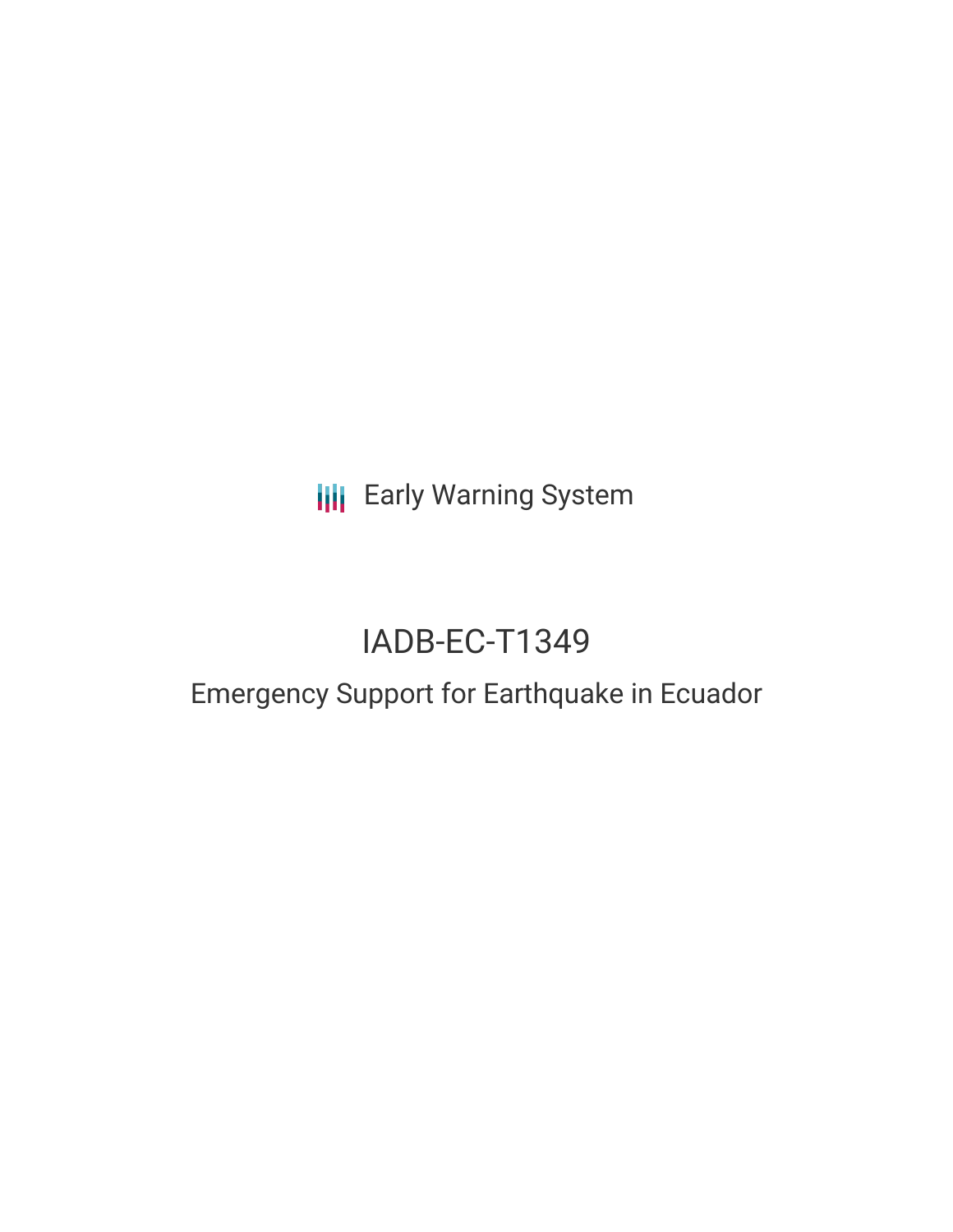Early Warning System

# IADB-EC-T1349

## Emergency Support for Earthquake in Ecuador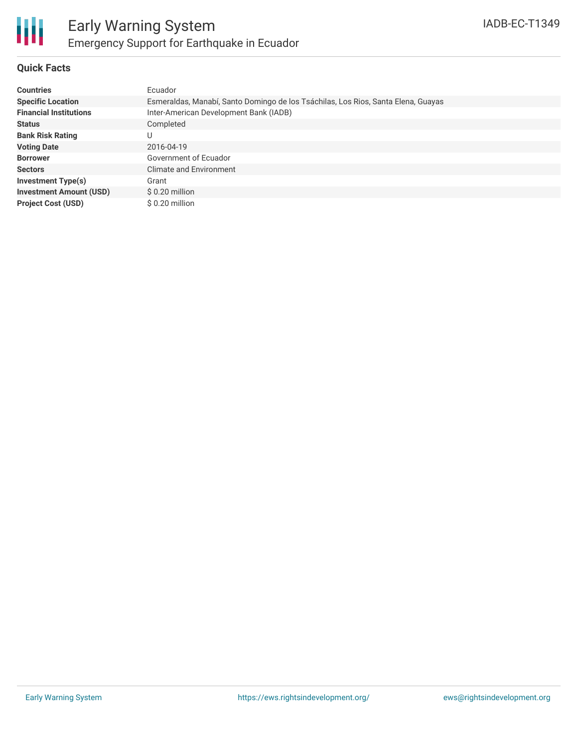# Early Warning System

## Emergency Support for Earthquake in Ecuador

IADB-EC-T1349

### Quick Facts

| | |
|---|---|
| **Countries** | Ecuador |
| **Specific Location** | Esmeraldas, Manabí, Santo Domingo de los Tsáchilas, Los Rios, Santa Elena, Guayas |
| **Financial Institutions** | Inter-American Development Bank (IADB) |
| **Status** | Completed |
| **Bank Risk Rating** | U |
| **Voting Date** | 2016-04-19 |
| **Borrower** | Government of Ecuador |
| **Sectors** | Climate and Environment |
| **Investment Type(s)** | Grant |
| **Investment Amount (USD)** | $ 0.20 million |
| **Project Cost (USD)** | $ 0.20 million |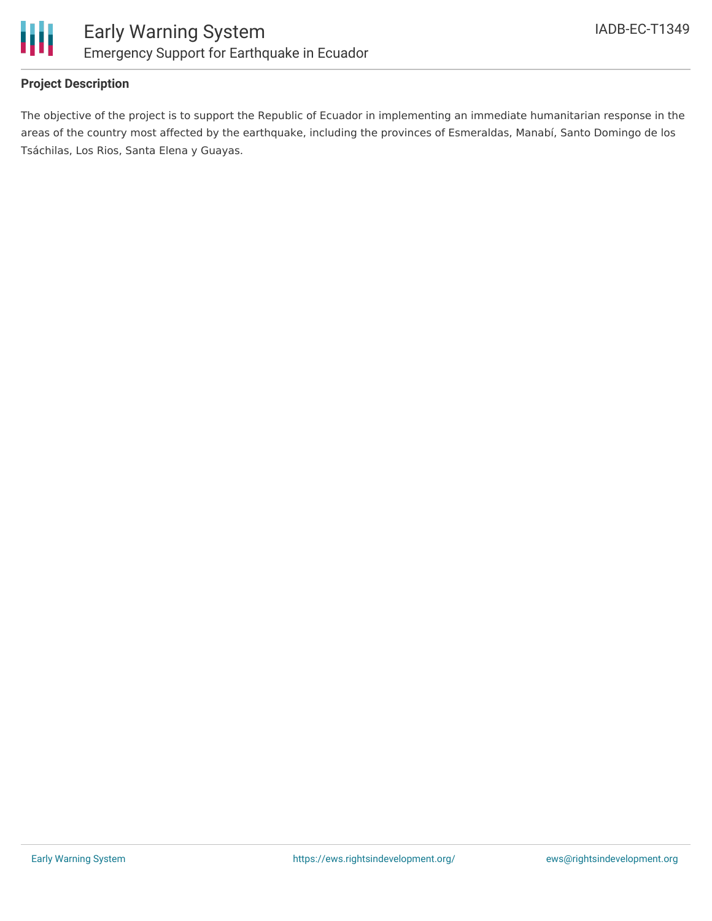**Project Description**

The objective of the project is to support the Republic of Ecuador in implementing an immediate humanitarian response in the areas of the country most affected by the earthquake, including the provinces of Esmeraldas, Manabí, Santo Domingo de los Tsáchilas, Los Rios, Santa Elena y Guayas.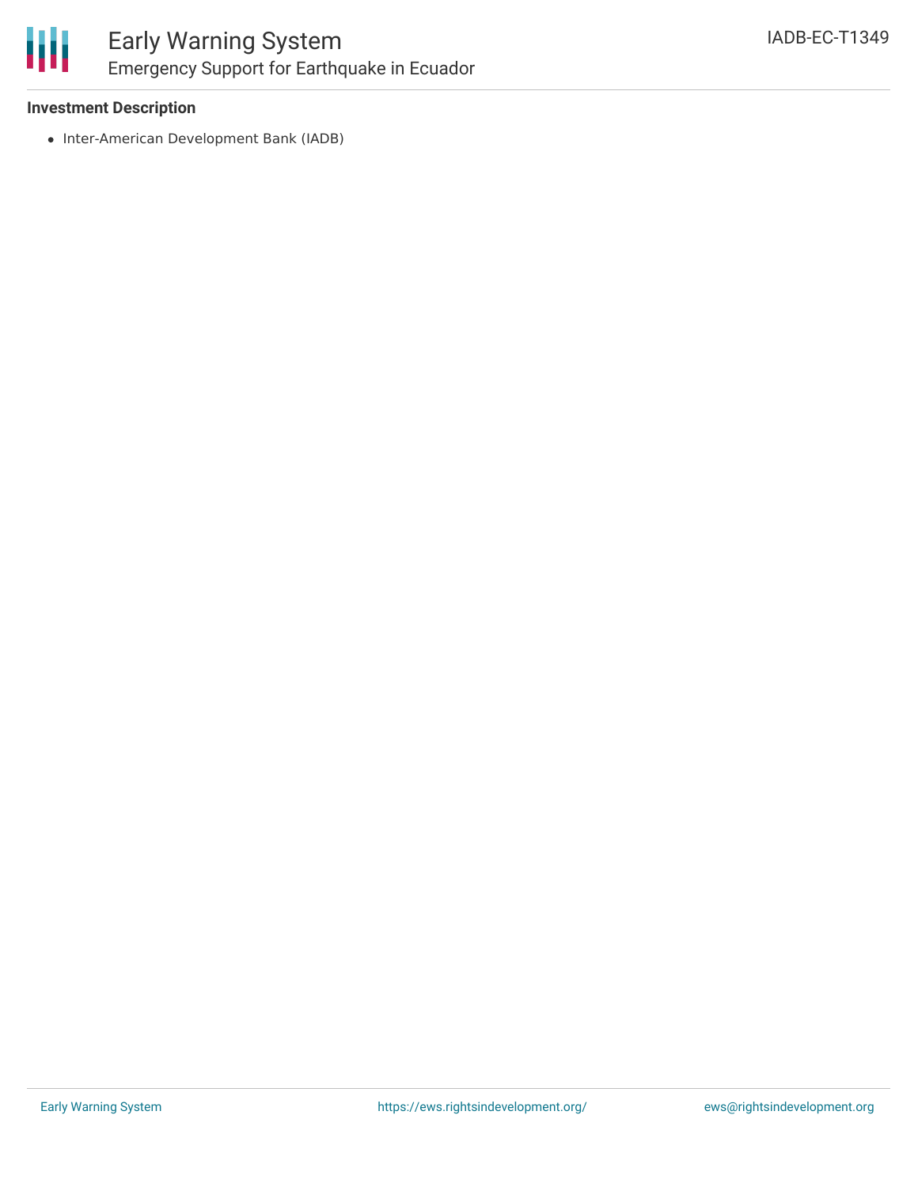### Investment Description

- Inter-American Development Bank (IADB)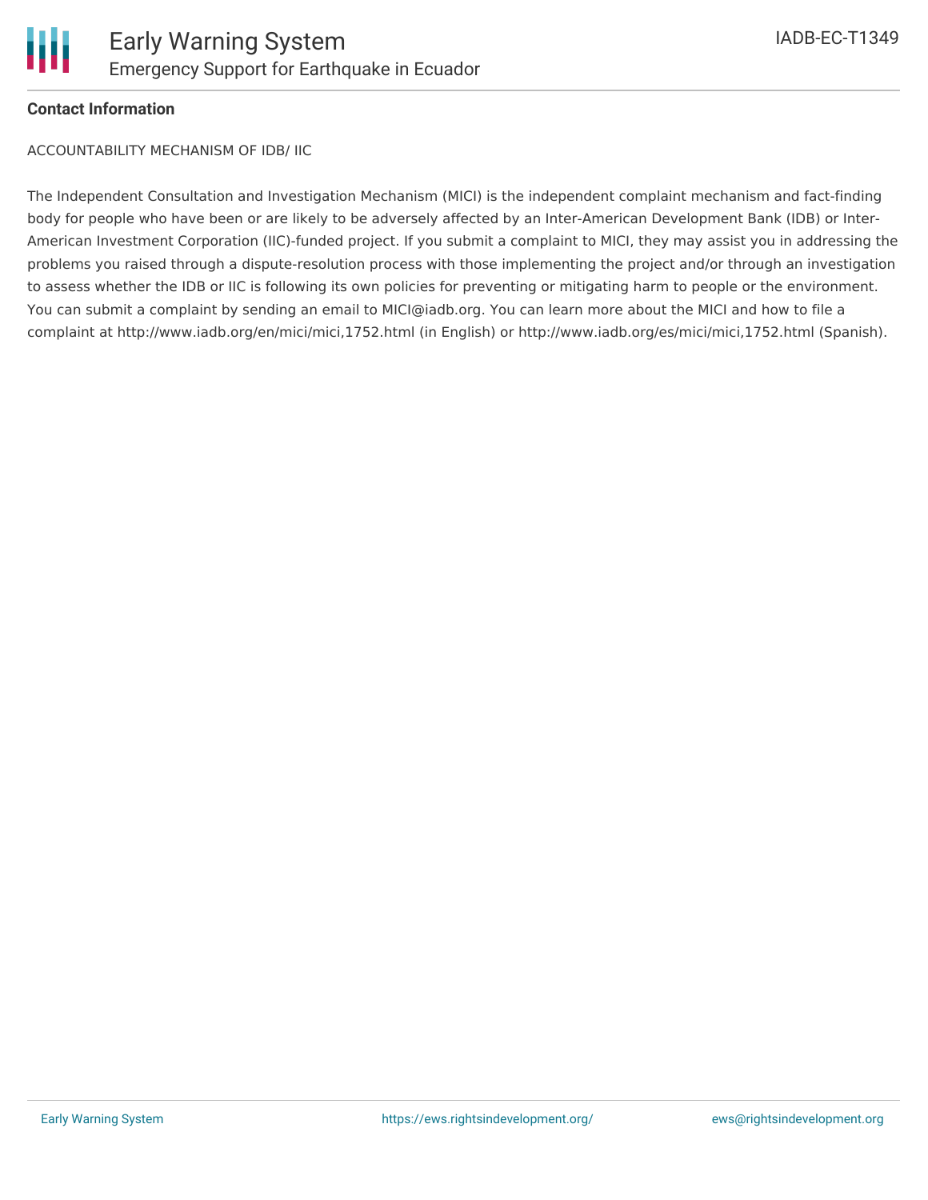**Contact Information**

ACCOUNTABILITY MECHANISM OF IDB/ IIC

The Independent Consultation and Investigation Mechanism (MICI) is the independent complaint mechanism and fact-finding body for people who have been or are likely to be adversely affected by an Inter-American Development Bank (IDB) or Inter-American Investment Corporation (IIC)-funded project. If you submit a complaint to MICI, they may assist you in addressing the problems you raised through a dispute-resolution process with those implementing the project and/or through an investigation to assess whether the IDB or IIC is following its own policies for preventing or mitigating harm to people or the environment. You can submit a complaint by sending an email to MICI@iadb.org. You can learn more about the MICI and how to file a complaint at http://www.iadb.org/en/mici/mici,1752.html (in English) or http://www.iadb.org/es/mici/mici,1752.html (Spanish).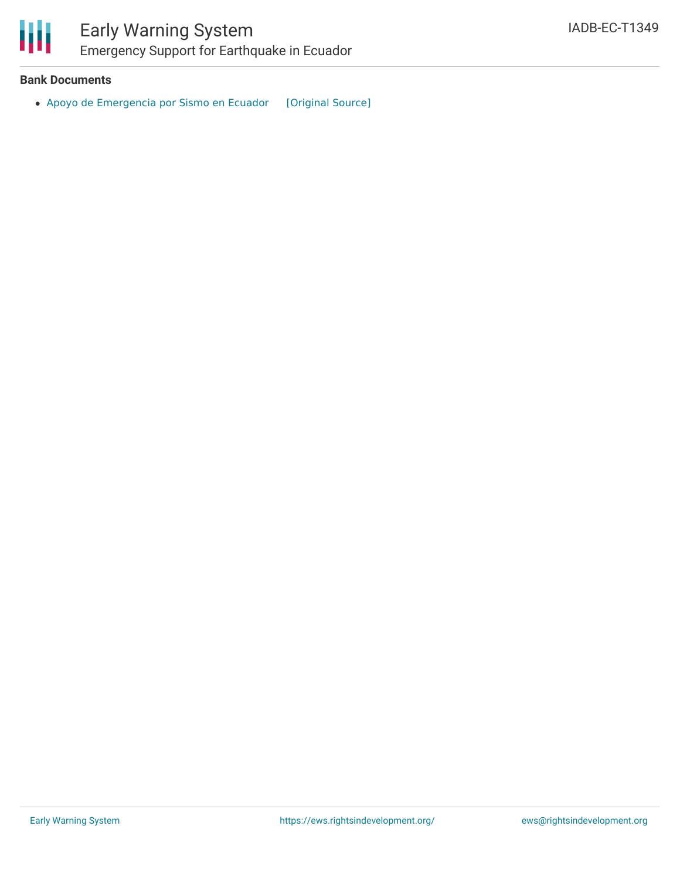### Bank Documents

- Apoyo de Emergencia por Sismo en Ecuador [Original Source]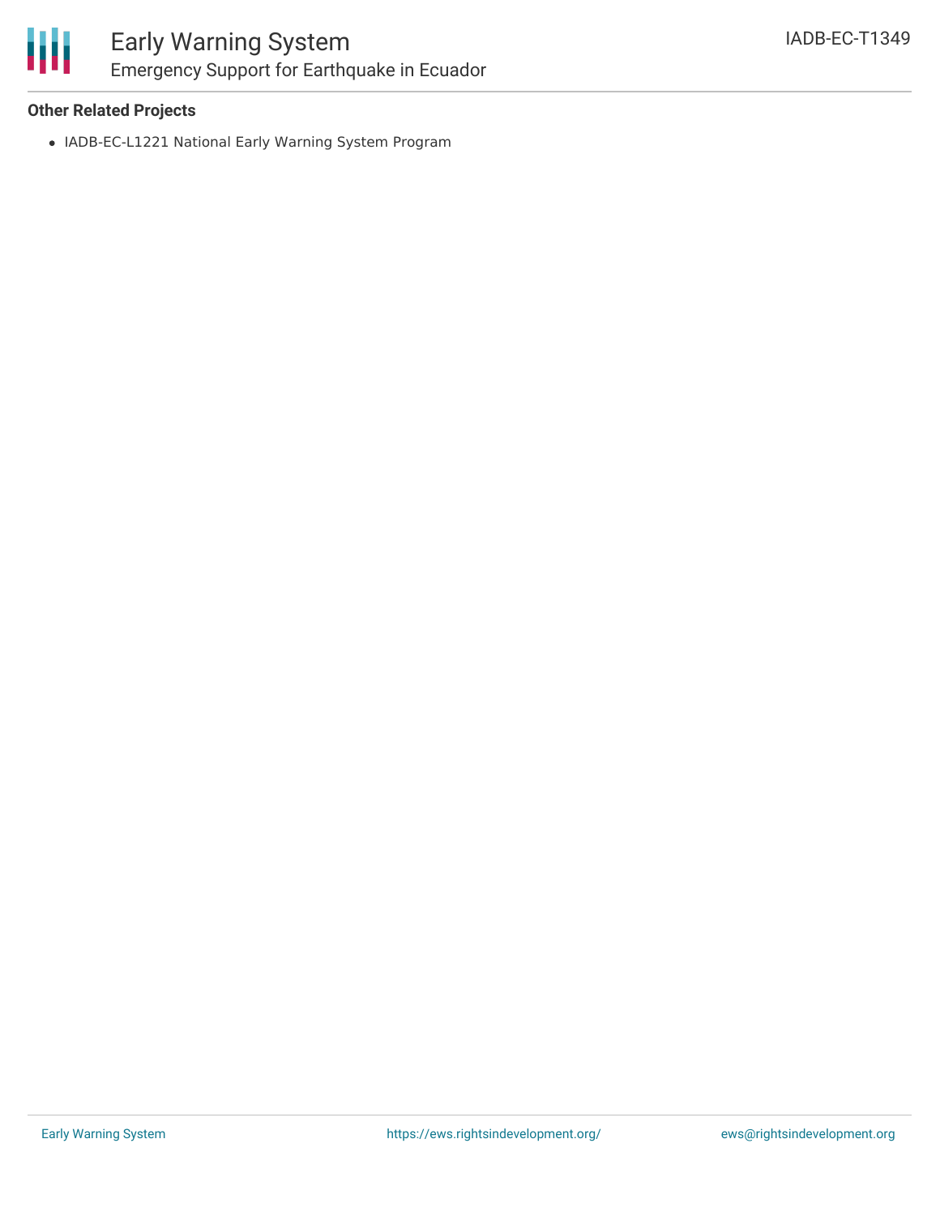**Other Related Projects**

- IADB-EC-L1221 National Early Warning System Program